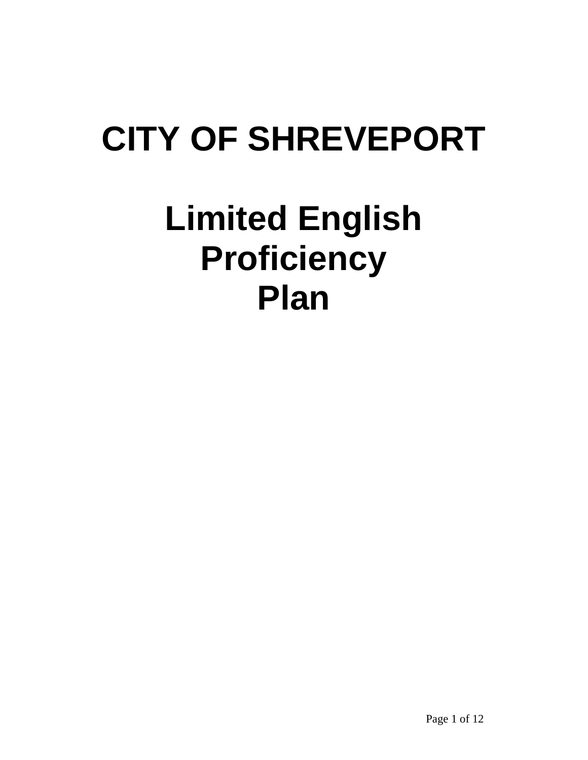# CITY OF SHREVEPORT

# Limited English Proficiency Plan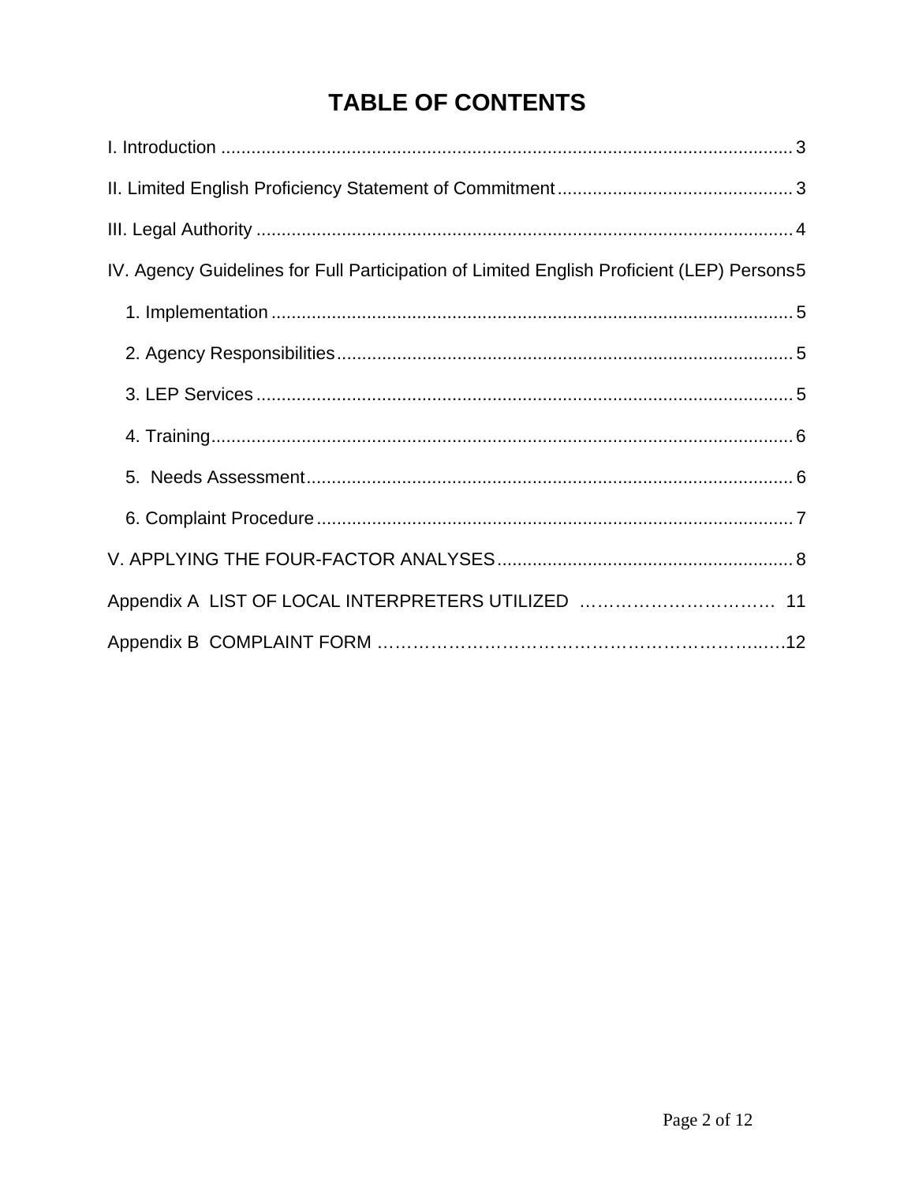# TABLE OF CONTENTS

I. Introduction .................................................................................................................. 3

II. Limited English Proficiency Statement of Commitment .............................................. 3

III. Legal Authority .......................................................................................................... 4

IV. Agency Guidelines for Full Participation of Limited English Proficient (LEP) Persons 5

1. Implementation ....................................................................................................... 5

2. Agency Responsibilities .......................................................................................... 5

3. LEP Services .......................................................................................................... 5

4. Training .................................................................................................................. 6

5. Needs Assessment ................................................................................................. 6

6. Complaint Procedure .............................................................................................. 7

V. APPLYING THE FOUR-FACTOR ANALYSES .......................................................... 8

Appendix A LIST OF LOCAL INTERPRETERS UTILIZED ………………………… 11

Appendix B COMPLAINT FORM ……………………………………………………………12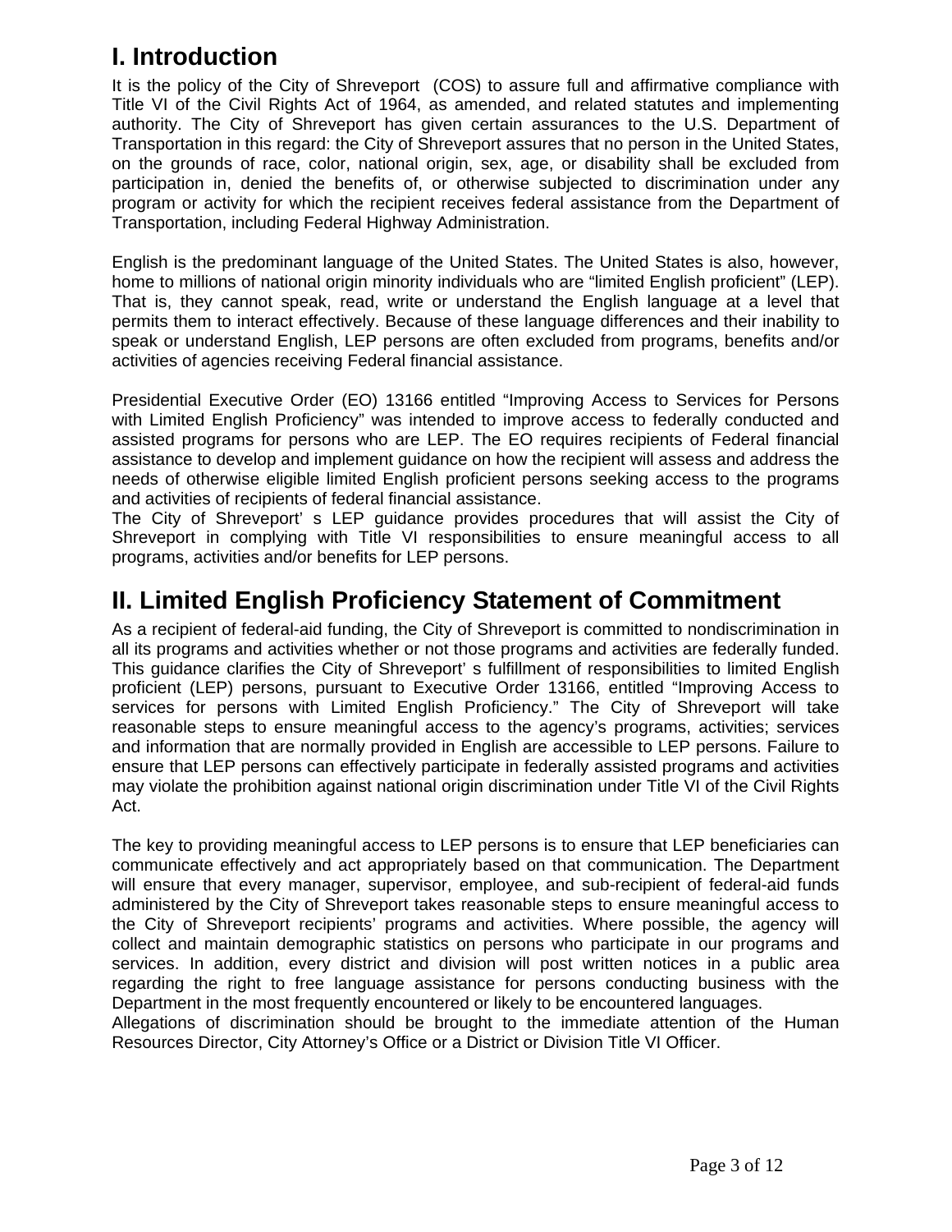# I. Introduction

It is the policy of the City of Shreveport (COS) to assure full and affirmative compliance with Title VI of the Civil Rights Act of 1964, as amended, and related statutes and implementing authority. The City of Shreveport has given certain assurances to the U.S. Department of Transportation in this regard: the City of Shreveport assures that no person in the United States, on the grounds of race, color, national origin, sex, age, or disability shall be excluded from participation in, denied the benefits of, or otherwise subjected to discrimination under any program or activity for which the recipient receives federal assistance from the Department of Transportation, including Federal Highway Administration.

English is the predominant language of the United States. The United States is also, however, home to millions of national origin minority individuals who are "limited English proficient" (LEP). That is, they cannot speak, read, write or understand the English language at a level that permits them to interact effectively. Because of these language differences and their inability to speak or understand English, LEP persons are often excluded from programs, benefits and/or activities of agencies receiving Federal financial assistance.

Presidential Executive Order (EO) 13166 entitled "Improving Access to Services for Persons with Limited English Proficiency" was intended to improve access to federally conducted and assisted programs for persons who are LEP. The EO requires recipients of Federal financial assistance to develop and implement guidance on how the recipient will assess and address the needs of otherwise eligible limited English proficient persons seeking access to the programs and activities of recipients of federal financial assistance.

The City of Shreveport' s LEP guidance provides procedures that will assist the City of Shreveport in complying with Title VI responsibilities to ensure meaningful access to all programs, activities and/or benefits for LEP persons.

# II. Limited English Proficiency Statement of Commitment

As a recipient of federal-aid funding, the City of Shreveport is committed to nondiscrimination in all its programs and activities whether or not those programs and activities are federally funded. This guidance clarifies the City of Shreveport' s fulfillment of responsibilities to limited English proficient (LEP) persons, pursuant to Executive Order 13166, entitled "Improving Access to services for persons with Limited English Proficiency." The City of Shreveport will take reasonable steps to ensure meaningful access to the agency's programs, activities; services and information that are normally provided in English are accessible to LEP persons. Failure to ensure that LEP persons can effectively participate in federally assisted programs and activities may violate the prohibition against national origin discrimination under Title VI of the Civil Rights Act.

The key to providing meaningful access to LEP persons is to ensure that LEP beneficiaries can communicate effectively and act appropriately based on that communication. The Department will ensure that every manager, supervisor, employee, and sub-recipient of federal-aid funds administered by the City of Shreveport takes reasonable steps to ensure meaningful access to the City of Shreveport recipients' programs and activities. Where possible, the agency will collect and maintain demographic statistics on persons who participate in our programs and services. In addition, every district and division will post written notices in a public area regarding the right to free language assistance for persons conducting business with the Department in the most frequently encountered or likely to be encountered languages.

Allegations of discrimination should be brought to the immediate attention of the Human Resources Director, City Attorney's Office or a District or Division Title VI Officer.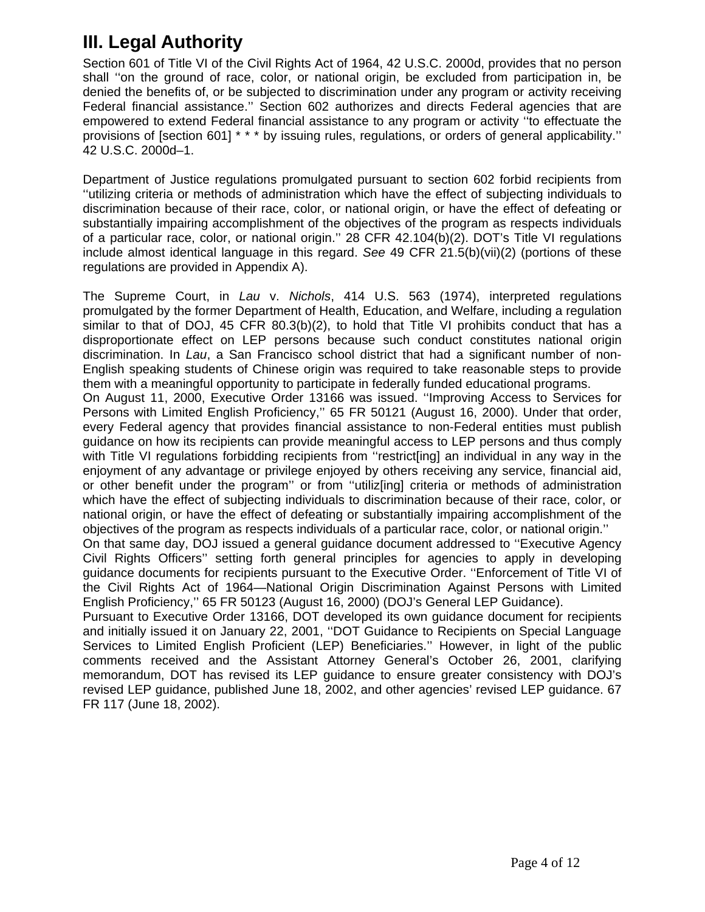# III. Legal Authority

Section 601 of Title VI of the Civil Rights Act of 1964, 42 U.S.C. 2000d, provides that no person shall ''on the ground of race, color, or national origin, be excluded from participation in, be denied the benefits of, or be subjected to discrimination under any program or activity receiving Federal financial assistance.'' Section 602 authorizes and directs Federal agencies that are empowered to extend Federal financial assistance to any program or activity ''to effectuate the provisions of [section 601] * * * by issuing rules, regulations, or orders of general applicability.'' 42 U.S.C. 2000d–1.

Department of Justice regulations promulgated pursuant to section 602 forbid recipients from ''utilizing criteria or methods of administration which have the effect of subjecting individuals to discrimination because of their race, color, or national origin, or have the effect of defeating or substantially impairing accomplishment of the objectives of the program as respects individuals of a particular race, color, or national origin.'' 28 CFR 42.104(b)(2). DOT's Title VI regulations include almost identical language in this regard. *See* 49 CFR 21.5(b)(vii)(2) (portions of these regulations are provided in Appendix A).

The Supreme Court, in *Lau* v. *Nichols*, 414 U.S. 563 (1974), interpreted regulations promulgated by the former Department of Health, Education, and Welfare, including a regulation similar to that of DOJ, 45 CFR 80.3(b)(2), to hold that Title VI prohibits conduct that has a disproportionate effect on LEP persons because such conduct constitutes national origin discrimination. In *Lau*, a San Francisco school district that had a significant number of non-English speaking students of Chinese origin was required to take reasonable steps to provide them with a meaningful opportunity to participate in federally funded educational programs.

On August 11, 2000, Executive Order 13166 was issued. ''Improving Access to Services for Persons with Limited English Proficiency,'' 65 FR 50121 (August 16, 2000). Under that order, every Federal agency that provides financial assistance to non-Federal entities must publish guidance on how its recipients can provide meaningful access to LEP persons and thus comply with Title VI regulations forbidding recipients from ''restrict[ing] an individual in any way in the enjoyment of any advantage or privilege enjoyed by others receiving any service, financial aid, or other benefit under the program'' or from ''utiliz[ing] criteria or methods of administration which have the effect of subjecting individuals to discrimination because of their race, color, or national origin, or have the effect of defeating or substantially impairing accomplishment of the objectives of the program as respects individuals of a particular race, color, or national origin.''

On that same day, DOJ issued a general guidance document addressed to ''Executive Agency Civil Rights Officers'' setting forth general principles for agencies to apply in developing guidance documents for recipients pursuant to the Executive Order. ''Enforcement of Title VI of the Civil Rights Act of 1964—National Origin Discrimination Against Persons with Limited English Proficiency,'' 65 FR 50123 (August 16, 2000) (DOJ's General LEP Guidance).

Pursuant to Executive Order 13166, DOT developed its own guidance document for recipients and initially issued it on January 22, 2001, ''DOT Guidance to Recipients on Special Language Services to Limited English Proficient (LEP) Beneficiaries.'' However, in light of the public comments received and the Assistant Attorney General's October 26, 2001, clarifying memorandum, DOT has revised its LEP guidance to ensure greater consistency with DOJ's revised LEP guidance, published June 18, 2002, and other agencies' revised LEP guidance. 67 FR 117 (June 18, 2002).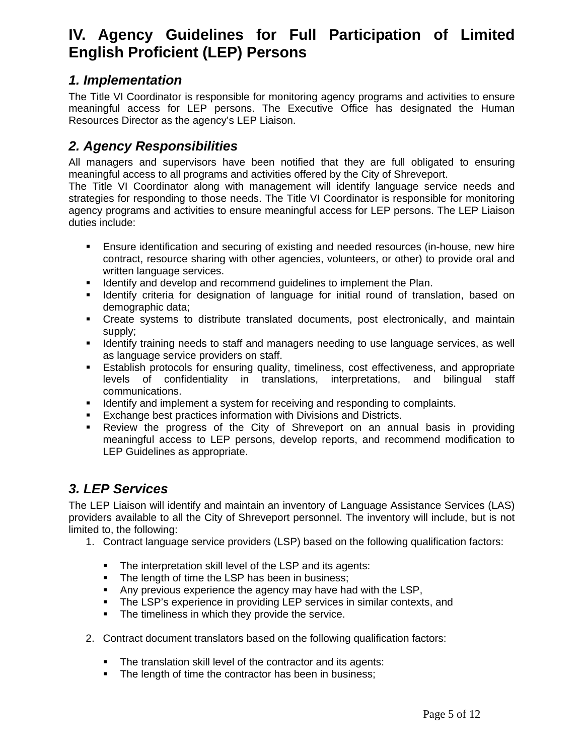# IV. Agency Guidelines for Full Participation of Limited English Proficient (LEP) Persons

## *1. Implementation*

The Title VI Coordinator is responsible for monitoring agency programs and activities to ensure meaningful access for LEP persons. The Executive Office has designated the Human Resources Director as the agency's LEP Liaison.

## *2. Agency Responsibilities*

All managers and supervisors have been notified that they are full obligated to ensuring meaningful access to all programs and activities offered by the City of Shreveport.
The Title VI Coordinator along with management will identify language service needs and strategies for responding to those needs. The Title VI Coordinator is responsible for monitoring agency programs and activities to ensure meaningful access for LEP persons. The LEP Liaison duties include:

- Ensure identification and securing of existing and needed resources (in-house, new hire contract, resource sharing with other agencies, volunteers, or other) to provide oral and written language services.
- Identify and develop and recommend guidelines to implement the Plan.
- Identify criteria for designation of language for initial round of translation, based on demographic data;
- Create systems to distribute translated documents, post electronically, and maintain supply;
- Identify training needs to staff and managers needing to use language services, as well as language service providers on staff.
- Establish protocols for ensuring quality, timeliness, cost effectiveness, and appropriate levels of confidentiality in translations, interpretations, and bilingual staff communications.
- Identify and implement a system for receiving and responding to complaints.
- Exchange best practices information with Divisions and Districts.
- Review the progress of the City of Shreveport on an annual basis in providing meaningful access to LEP persons, develop reports, and recommend modification to LEP Guidelines as appropriate.

## *3. LEP Services*

The LEP Liaison will identify and maintain an inventory of Language Assistance Services (LAS) providers available to all the City of Shreveport personnel. The inventory will include, but is not limited to, the following:

1. Contract language service providers (LSP) based on the following qualification factors:

   - The interpretation skill level of the LSP and its agents:
   - The length of time the LSP has been in business;
   - Any previous experience the agency may have had with the LSP,
   - The LSP's experience in providing LEP services in similar contexts, and
   - The timeliness in which they provide the service.

2. Contract document translators based on the following qualification factors:

   - The translation skill level of the contractor and its agents:
   - The length of time the contractor has been in business;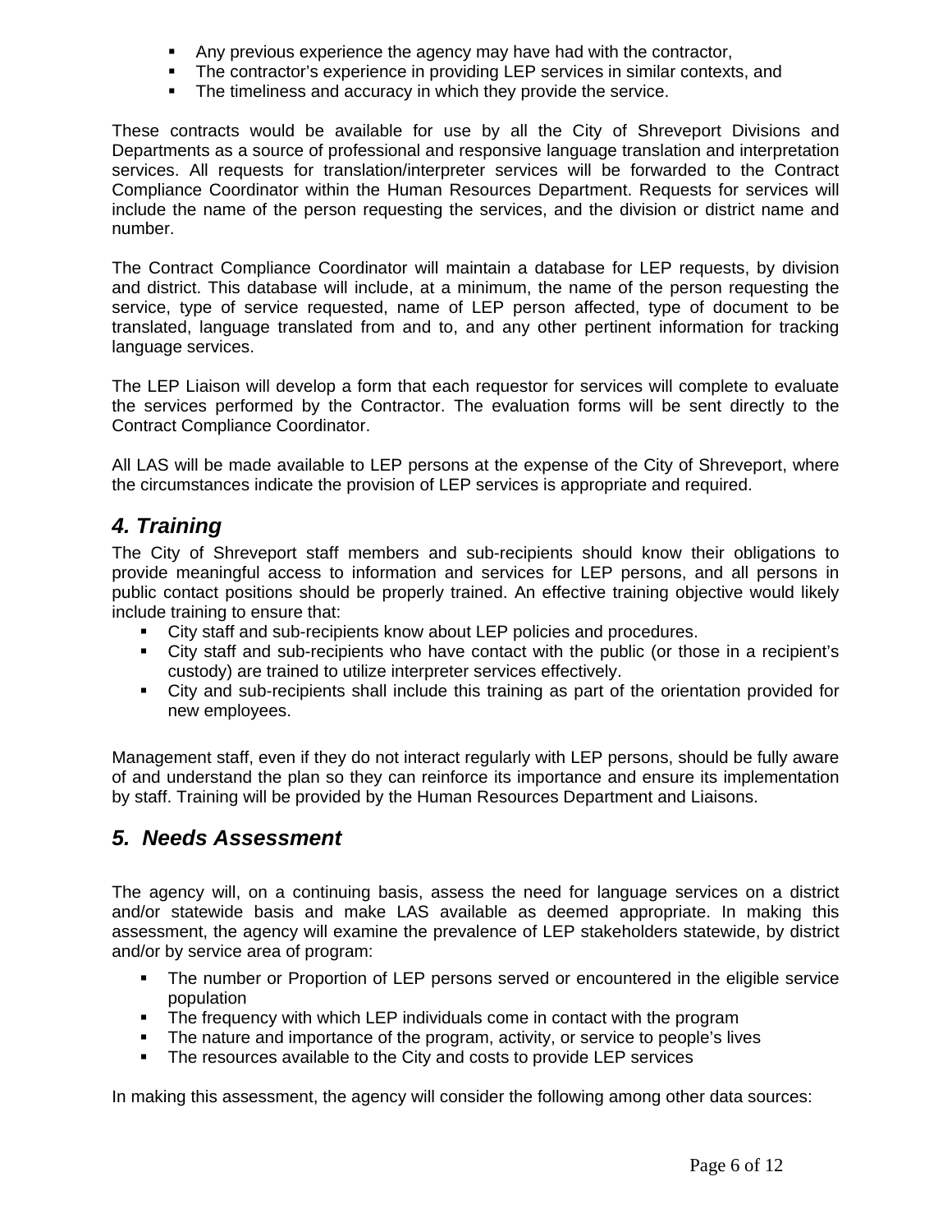- Any previous experience the agency may have had with the contractor,
- The contractor's experience in providing LEP services in similar contexts, and
- The timeliness and accuracy in which they provide the service.

These contracts would be available for use by all the City of Shreveport Divisions and Departments as a source of professional and responsive language translation and interpretation services. All requests for translation/interpreter services will be forwarded to the Contract Compliance Coordinator within the Human Resources Department. Requests for services will include the name of the person requesting the services, and the division or district name and number.

The Contract Compliance Coordinator will maintain a database for LEP requests, by division and district. This database will include, at a minimum, the name of the person requesting the service, type of service requested, name of LEP person affected, type of document to be translated, language translated from and to, and any other pertinent information for tracking language services.

The LEP Liaison will develop a form that each requestor for services will complete to evaluate the services performed by the Contractor. The evaluation forms will be sent directly to the Contract Compliance Coordinator.

All LAS will be made available to LEP persons at the expense of the City of Shreveport, where the circumstances indicate the provision of LEP services is appropriate and required.

## *4. Training*

The City of Shreveport staff members and sub-recipients should know their obligations to provide meaningful access to information and services for LEP persons, and all persons in public contact positions should be properly trained. An effective training objective would likely include training to ensure that:

- City staff and sub-recipients know about LEP policies and procedures.
- City staff and sub-recipients who have contact with the public (or those in a recipient's custody) are trained to utilize interpreter services effectively.
- City and sub-recipients shall include this training as part of the orientation provided for new employees.

Management staff, even if they do not interact regularly with LEP persons, should be fully aware of and understand the plan so they can reinforce its importance and ensure its implementation by staff. Training will be provided by the Human Resources Department and Liaisons.

## *5. Needs Assessment*

The agency will, on a continuing basis, assess the need for language services on a district and/or statewide basis and make LAS available as deemed appropriate. In making this assessment, the agency will examine the prevalence of LEP stakeholders statewide, by district and/or by service area of program:

- The number or Proportion of LEP persons served or encountered in the eligible service population
- The frequency with which LEP individuals come in contact with the program
- The nature and importance of the program, activity, or service to people's lives
- The resources available to the City and costs to provide LEP services

In making this assessment, the agency will consider the following among other data sources: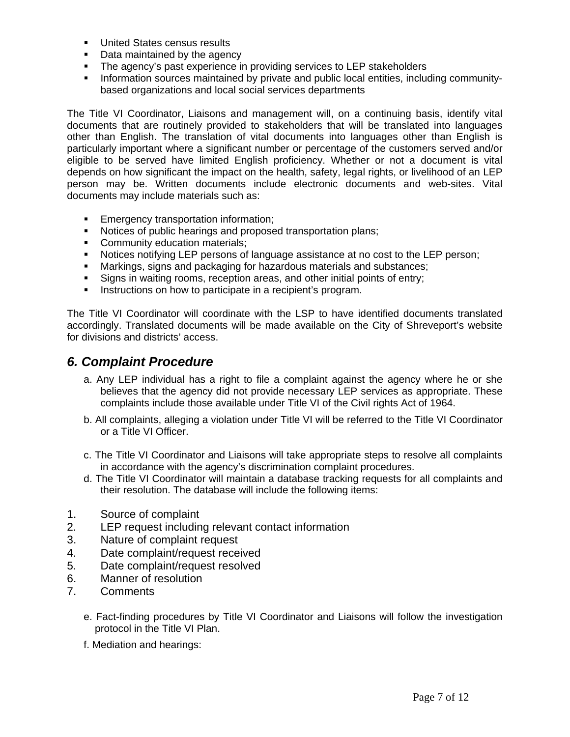- United States census results
- Data maintained by the agency
- The agency's past experience in providing services to LEP stakeholders
- Information sources maintained by private and public local entities, including community-based organizations and local social services departments

The Title VI Coordinator, Liaisons and management will, on a continuing basis, identify vital documents that are routinely provided to stakeholders that will be translated into languages other than English. The translation of vital documents into languages other than English is particularly important where a significant number or percentage of the customers served and/or eligible to be served have limited English proficiency. Whether or not a document is vital depends on how significant the impact on the health, safety, legal rights, or livelihood of an LEP person may be. Written documents include electronic documents and web-sites. Vital documents may include materials such as:

- Emergency transportation information;
- Notices of public hearings and proposed transportation plans;
- Community education materials;
- Notices notifying LEP persons of language assistance at no cost to the LEP person;
- Markings, signs and packaging for hazardous materials and substances;
- Signs in waiting rooms, reception areas, and other initial points of entry;
- Instructions on how to participate in a recipient's program.

The Title VI Coordinator will coordinate with the LSP to have identified documents translated accordingly. Translated documents will be made available on the City of Shreveport's website for divisions and districts' access.

## *6. Complaint Procedure*

a. Any LEP individual has a right to file a complaint against the agency where he or she believes that the agency did not provide necessary LEP services as appropriate. These complaints include those available under Title VI of the Civil rights Act of 1964.

b. All complaints, alleging a violation under Title VI will be referred to the Title VI Coordinator or a Title VI Officer.

c. The Title VI Coordinator and Liaisons will take appropriate steps to resolve all complaints in accordance with the agency's discrimination complaint procedures.

d. The Title VI Coordinator will maintain a database tracking requests for all complaints and their resolution. The database will include the following items:

1. Source of complaint
2. LEP request including relevant contact information
3. Nature of complaint request
4. Date complaint/request received
5. Date complaint/request resolved
6. Manner of resolution
7. Comments

e. Fact-finding procedures by Title VI Coordinator and Liaisons will follow the investigation protocol in the Title VI Plan.

f. Mediation and hearings: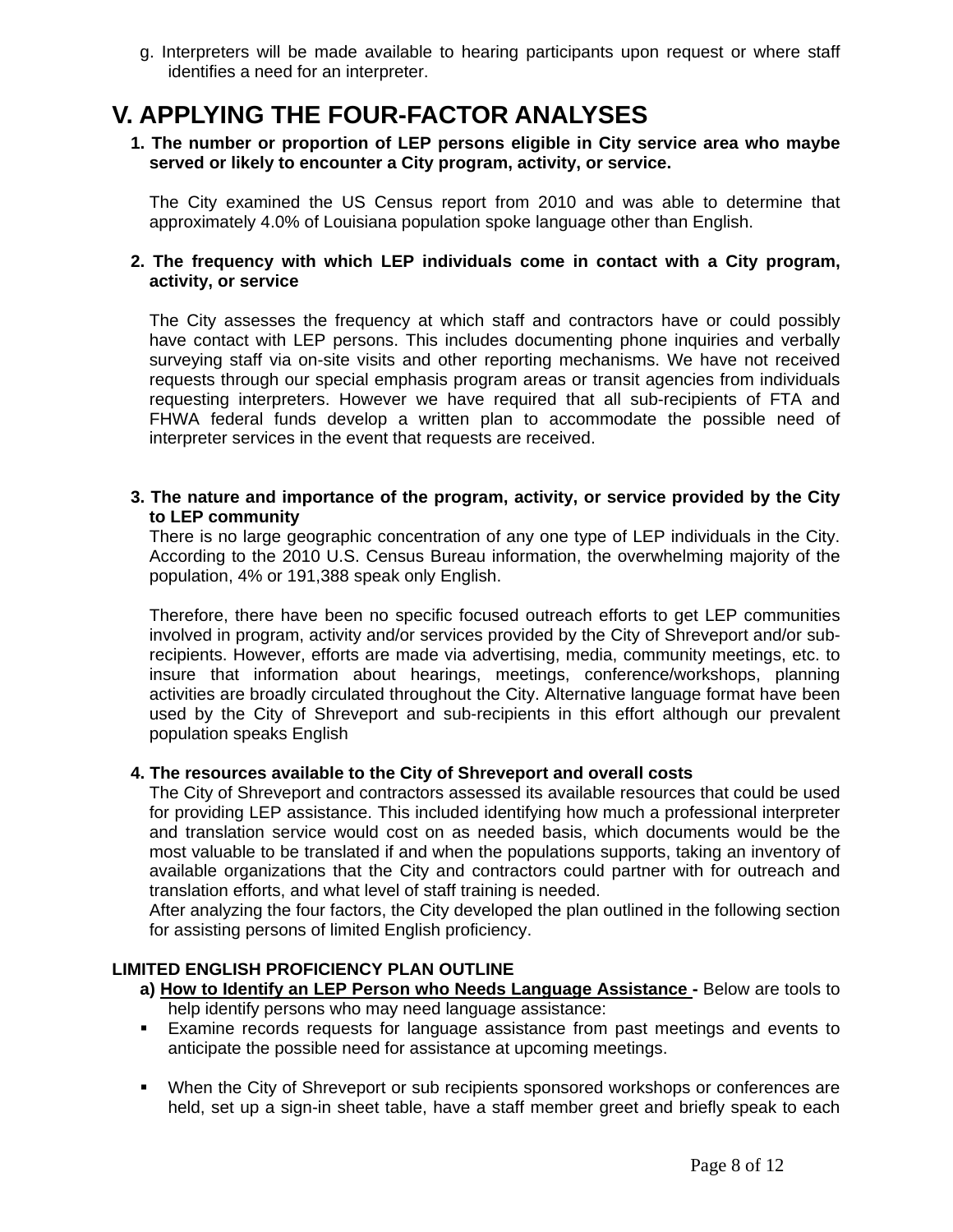g. Interpreters will be made available to hearing participants upon request or where staff identifies a need for an interpreter.

# V. APPLYING THE FOUR-FACTOR ANALYSES

**1. The number or proportion of LEP persons eligible in City service area who maybe served or likely to encounter a City program, activity, or service.**

The City examined the US Census report from 2010 and was able to determine that approximately 4.0% of Louisiana population spoke language other than English.

**2. The frequency with which LEP individuals come in contact with a City program, activity, or service**

The City assesses the frequency at which staff and contractors have or could possibly have contact with LEP persons. This includes documenting phone inquiries and verbally surveying staff via on-site visits and other reporting mechanisms. We have not received requests through our special emphasis program areas or transit agencies from individuals requesting interpreters. However we have required that all sub-recipients of FTA and FHWA federal funds develop a written plan to accommodate the possible need of interpreter services in the event that requests are received.

**3. The nature and importance of the program, activity, or service provided by the City to LEP community**

There is no large geographic concentration of any one type of LEP individuals in the City. According to the 2010 U.S. Census Bureau information, the overwhelming majority of the population, 4% or 191,388 speak only English.

Therefore, there have been no specific focused outreach efforts to get LEP communities involved in program, activity and/or services provided by the City of Shreveport and/or sub-recipients. However, efforts are made via advertising, media, community meetings, etc. to insure that information about hearings, meetings, conference/workshops, planning activities are broadly circulated throughout the City. Alternative language format have been used by the City of Shreveport and sub-recipients in this effort although our prevalent population speaks English

**4. The resources available to the City of Shreveport and overall costs**

The City of Shreveport and contractors assessed its available resources that could be used for providing LEP assistance. This included identifying how much a professional interpreter and translation service would cost on as needed basis, which documents would be the most valuable to be translated if and when the populations supports, taking an inventory of available organizations that the City and contractors could partner with for outreach and translation efforts, and what level of staff training is needed.

After analyzing the four factors, the City developed the plan outlined in the following section for assisting persons of limited English proficiency.

**LIMITED ENGLISH PROFICIENCY PLAN OUTLINE**

**a) <u>How to Identify an LEP Person who Needs Language Assistance</u> -** Below are tools to help identify persons who may need language assistance:

- Examine records requests for language assistance from past meetings and events to anticipate the possible need for assistance at upcoming meetings.

- When the City of Shreveport or sub recipients sponsored workshops or conferences are held, set up a sign-in sheet table, have a staff member greet and briefly speak to each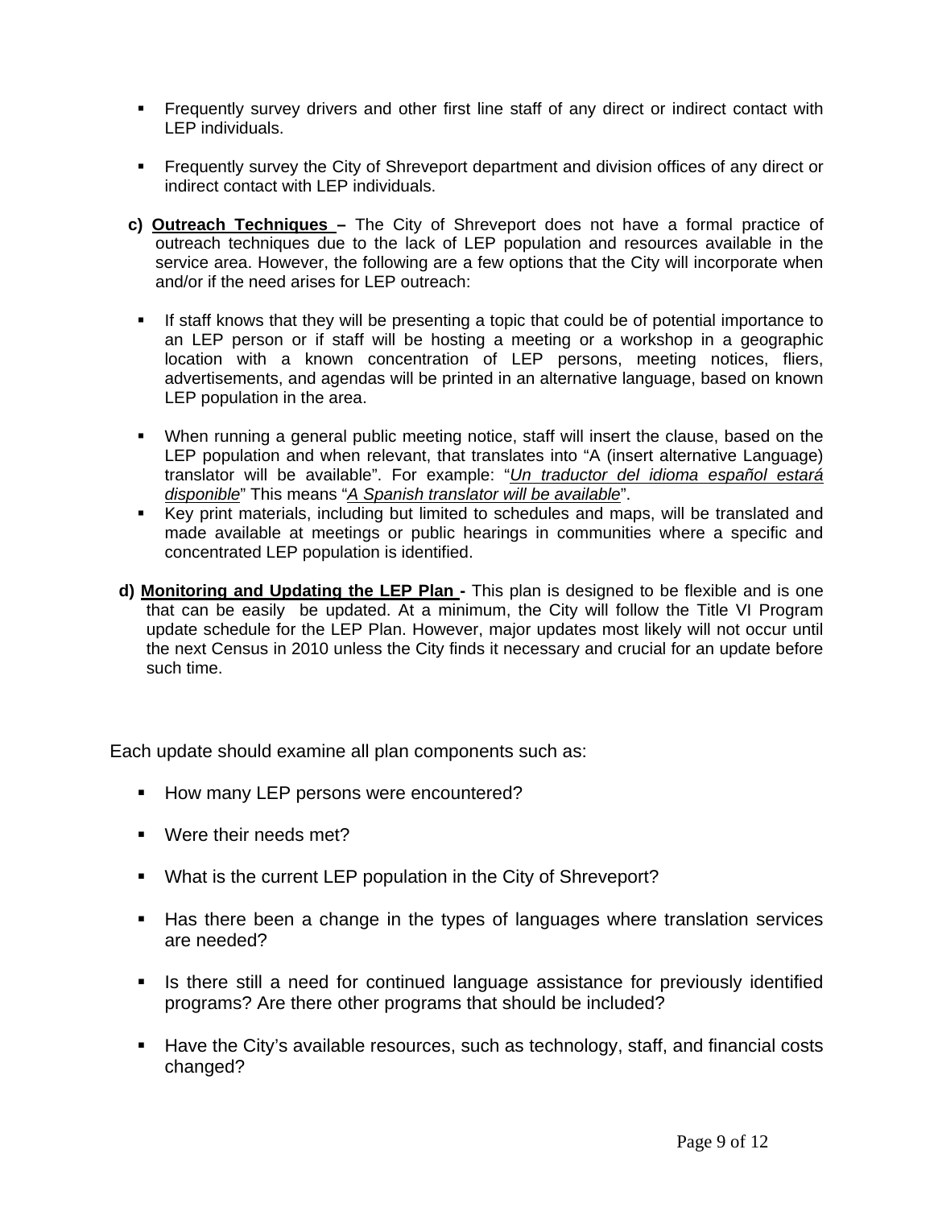- Frequently survey drivers and other first line staff of any direct or indirect contact with LEP individuals.

- Frequently survey the City of Shreveport department and division offices of any direct or indirect contact with LEP individuals.

c) **Outreach Techniques** – The City of Shreveport does not have a formal practice of outreach techniques due to the lack of LEP population and resources available in the service area. However, the following are a few options that the City will incorporate when and/or if the need arises for LEP outreach:

- If staff knows that they will be presenting a topic that could be of potential importance to an LEP person or if staff will be hosting a meeting or a workshop in a geographic location with a known concentration of LEP persons, meeting notices, fliers, advertisements, and agendas will be printed in an alternative language, based on known LEP population in the area.

- When running a general public meeting notice, staff will insert the clause, based on the LEP population and when relevant, that translates into "A (insert alternative Language) translator will be available". For example: "*Un traductor del idioma español estará disponible*" This means "*A Spanish translator will be available*".
- Key print materials, including but limited to schedules and maps, will be translated and made available at meetings or public hearings in communities where a specific and concentrated LEP population is identified.

d) **Monitoring and Updating the LEP Plan** - This plan is designed to be flexible and is one that can be easily be updated. At a minimum, the City will follow the Title VI Program update schedule for the LEP Plan. However, major updates most likely will not occur until the next Census in 2010 unless the City finds it necessary and crucial for an update before such time.

Each update should examine all plan components such as:

- How many LEP persons were encountered?

- Were their needs met?

- What is the current LEP population in the City of Shreveport?

- Has there been a change in the types of languages where translation services are needed?

- Is there still a need for continued language assistance for previously identified programs? Are there other programs that should be included?

- Have the City's available resources, such as technology, staff, and financial costs changed?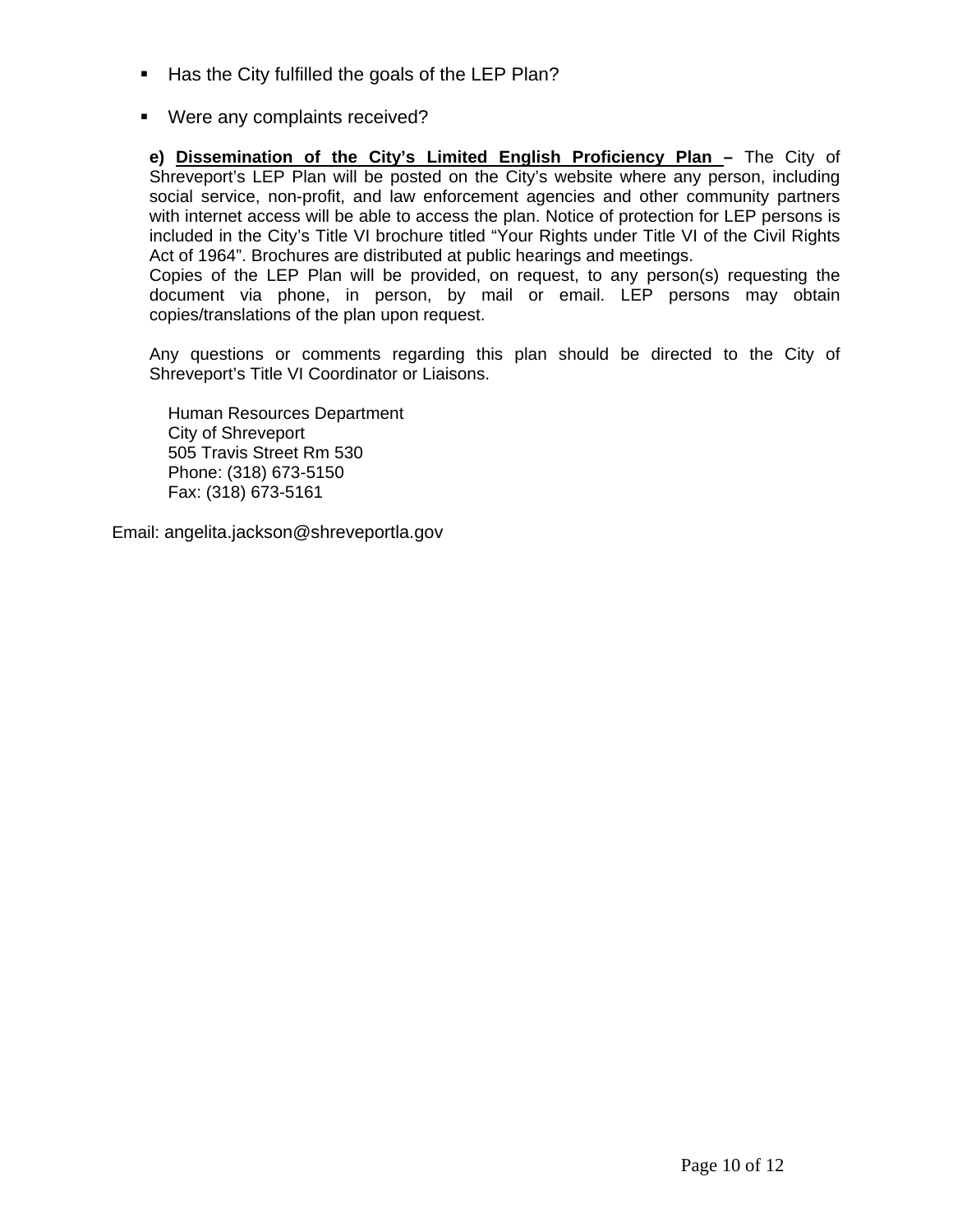- Has the City fulfilled the goals of the LEP Plan?
- Were any complaints received?

**e) <u>Dissemination of the City's Limited English Proficiency Plan</u> –** The City of Shreveport's LEP Plan will be posted on the City's website where any person, including social service, non-profit, and law enforcement agencies and other community partners with internet access will be able to access the plan. Notice of protection for LEP persons is included in the City's Title VI brochure titled "Your Rights under Title VI of the Civil Rights Act of 1964". Brochures are distributed at public hearings and meetings.

Copies of the LEP Plan will be provided, on request, to any person(s) requesting the document via phone, in person, by mail or email. LEP persons may obtain copies/translations of the plan upon request.

Any questions or comments regarding this plan should be directed to the City of Shreveport's Title VI Coordinator or Liaisons.

Human Resources Department
City of Shreveport
505 Travis Street Rm 530
Phone: (318) 673-5150
Fax: (318) 673-5161

Email: angelita.jackson@shreveportla.gov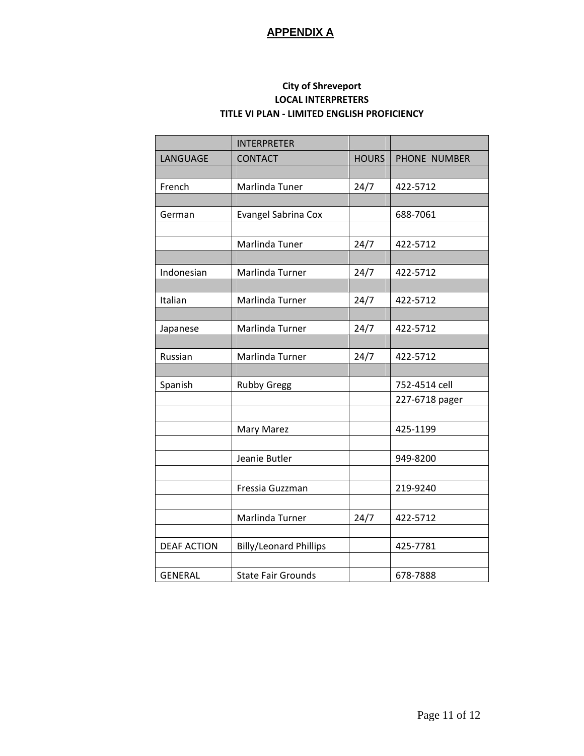## APPENDIX A

**City of Shreveport**
**LOCAL INTERPRETERS**
**TITLE VI PLAN - LIMITED ENGLISH PROFICIENCY**

| LANGUAGE | INTERPRETER CONTACT | HOURS | PHONE NUMBER |
|---|---|---|---|
| | | | |
| French | Marlinda Tuner | 24/7 | 422-5712 |
| | | | |
| German | Evangel Sabrina Cox | | 688-7061 |
| | | | |
| | Marlinda Tuner | 24/7 | 422-5712 |
| | | | |
| Indonesian | Marlinda Turner | 24/7 | 422-5712 |
| | | | |
| Italian | Marlinda Turner | 24/7 | 422-5712 |
| | | | |
| Japanese | Marlinda Turner | 24/7 | 422-5712 |
| | | | |
| Russian | Marlinda Turner | 24/7 | 422-5712 |
| | | | |
| Spanish | Rubby Gregg | | 752-4514 cell |
| | | | 227-6718 pager |
| | | | |
| | Mary Marez | | 425-1199 |
| | | | |
| | Jeanie Butler | | 949-8200 |
| | | | |
| | Fressia Guzzman | | 219-9240 |
| | | | |
| | Marlinda Turner | 24/7 | 422-5712 |
| | | | |
| DEAF ACTION | Billy/Leonard Phillips | | 425-7781 |
| | | | |
| GENERAL | State Fair Grounds | | 678-7888 |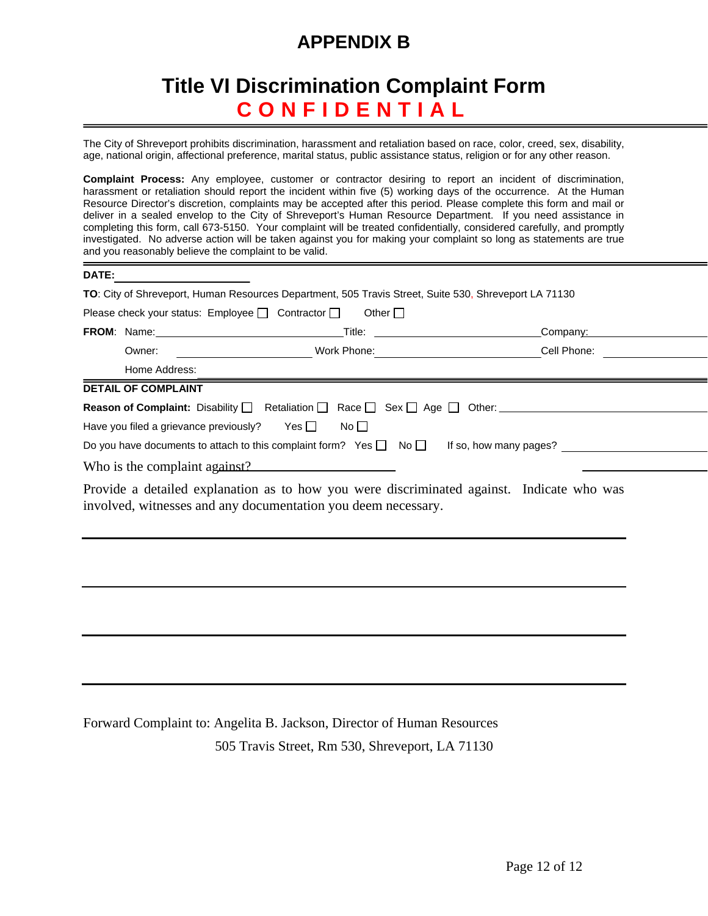# APPENDIX B

# Title VI Discrimination Complaint Form
## CONFIDENTIAL

The City of Shreveport prohibits discrimination, harassment and retaliation based on race, color, creed, sex, disability, age, national origin, affectional preference, marital status, public assistance status, religion or for any other reason.

**Complaint Process:** Any employee, customer or contractor desiring to report an incident of discrimination, harassment or retaliation should report the incident within five (5) working days of the occurrence. At the Human Resource Director's discretion, complaints may be accepted after this period. Please complete this form and mail or deliver in a sealed envelop to the City of Shreveport's Human Resource Department. If you need assistance in completing this form, call 673-5150. Your complaint will be treated confidentially, considered carefully, and promptly investigated. No adverse action will be taken against you for making your complaint so long as statements are true and you reasonably believe the complaint to be valid.

**DATE:** ____________________

**TO**: City of Shreveport, Human Resources Department, 505 Travis Street, Suite 530, Shreveport LA 71130

Please check your status: Employee ☐ Contractor ☐ Other ☐

**FROM**: Name: ____________________ Title: ____________________ Company: ____________________

Owner: ____________________ Work Phone: ____________________ Cell Phone: ____________________

Home Address: ________________________________________

**DETAIL OF COMPLAINT**

**Reason of Complaint:** Disability ☐ Retaliation ☐ Race ☐ Sex ☐ Age ☐ Other: ____________________

Have you filed a grievance previously? Yes ☐ No ☐

Do you have documents to attach to this complaint form? Yes ☐ No ☐ If so, how many pages? ____________

Who is the complaint against? ____________________

Provide a detailed explanation as to how you were discriminated against. Indicate who was involved, witnesses and any documentation you deem necessary.

________________________________________

________________________________________

________________________________________

________________________________________

Forward Complaint to: Angelita B. Jackson, Director of Human Resources
505 Travis Street, Rm 530, Shreveport, LA 71130